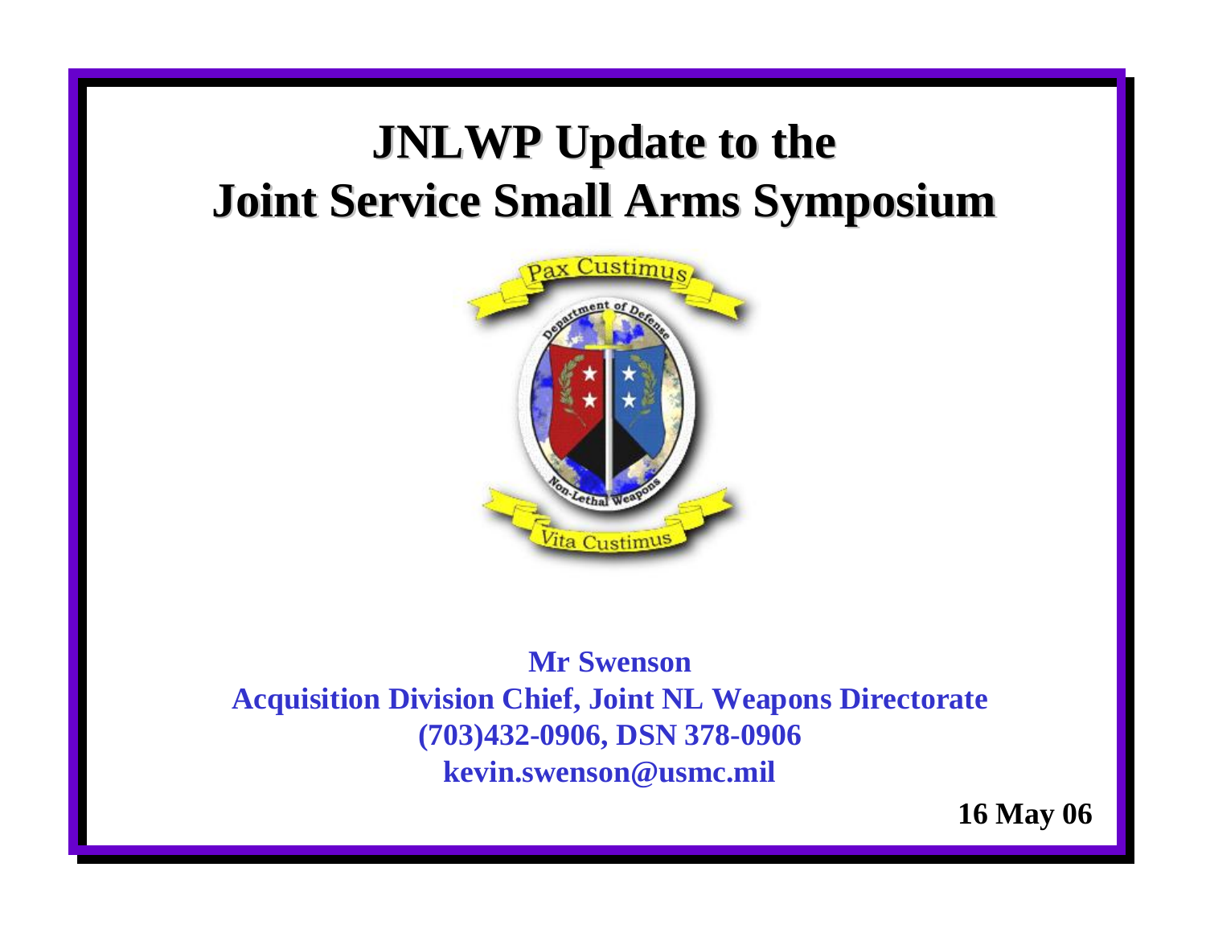# JNLWP Update to the Joint Service Small Arms Symposium

**Mr Swenson**
**Acquisition Division Chief, Joint NL Weapons Directorate**
**(703)432-0906, DSN 378-0906**
**kevin.swenson@usmc.mil**

**16 May 06**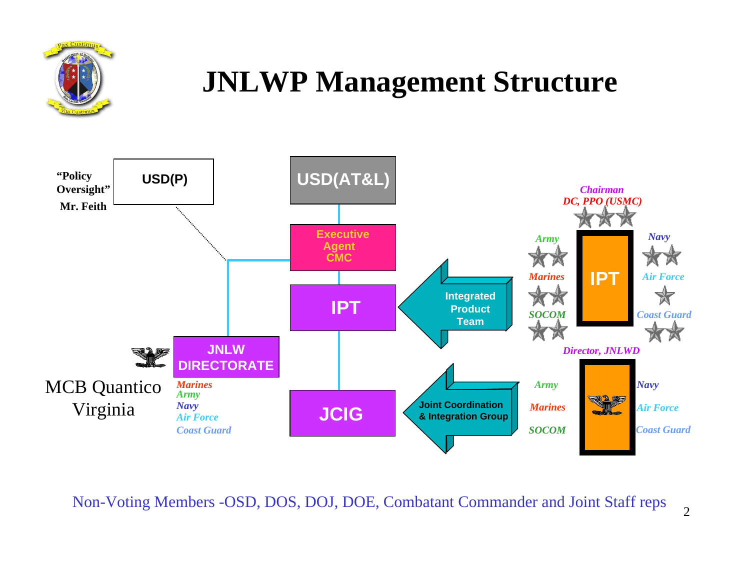# JNLWP Management Structure

"Policy Oversight" Mr. Feith

USD(P)

USD(AT&L)

Executive Agent CMC

IPT

Integrated Product Team

JNLW DIRECTORATE

MCB Quantico Virginia

*Marines*
*Army*
*Navy*
*Air Force*
*Coast Guard*

JCIG

Joint Coordination & Integration Group

*Chairman*
*DC, PPO (USMC)*

IPT

*Army* — *Navy*
*Marines* — *Air Force*
*SOCOM* — *Coast Guard*

*Director, JNLWD*

*Army* — *Navy*
*Marines* — *Air Force*
*SOCOM* — *Coast Guard*

Non-Voting Members -OSD, DOS, DOJ, DOE, Combatant Commander and Joint Staff reps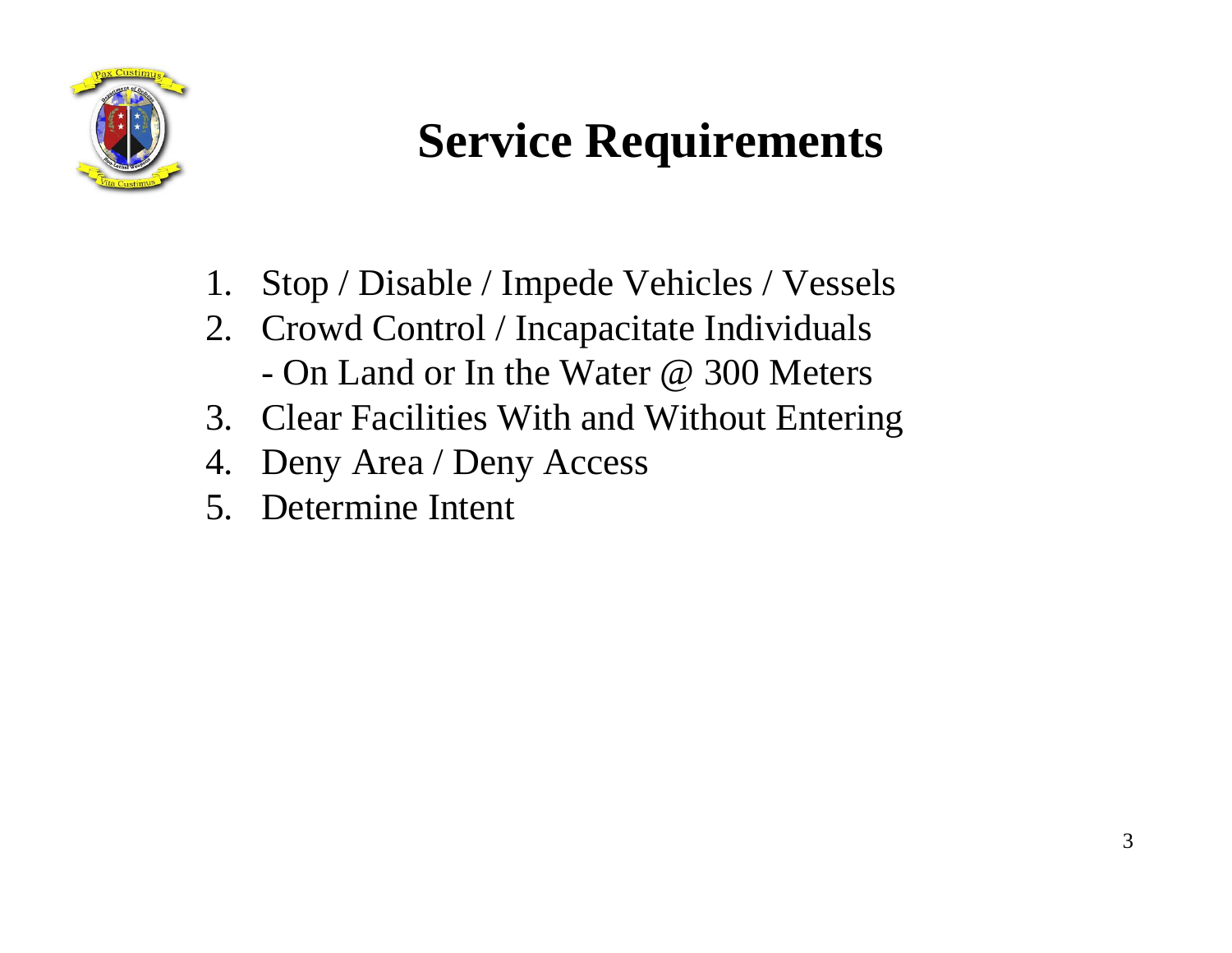# Service Requirements

1. Stop / Disable / Impede Vehicles / Vessels
2. Crowd Control / Incapacitate Individuals
   - On Land or In the Water @ 300 Meters
3. Clear Facilities With and Without Entering
4. Deny Area / Deny Access
5. Determine Intent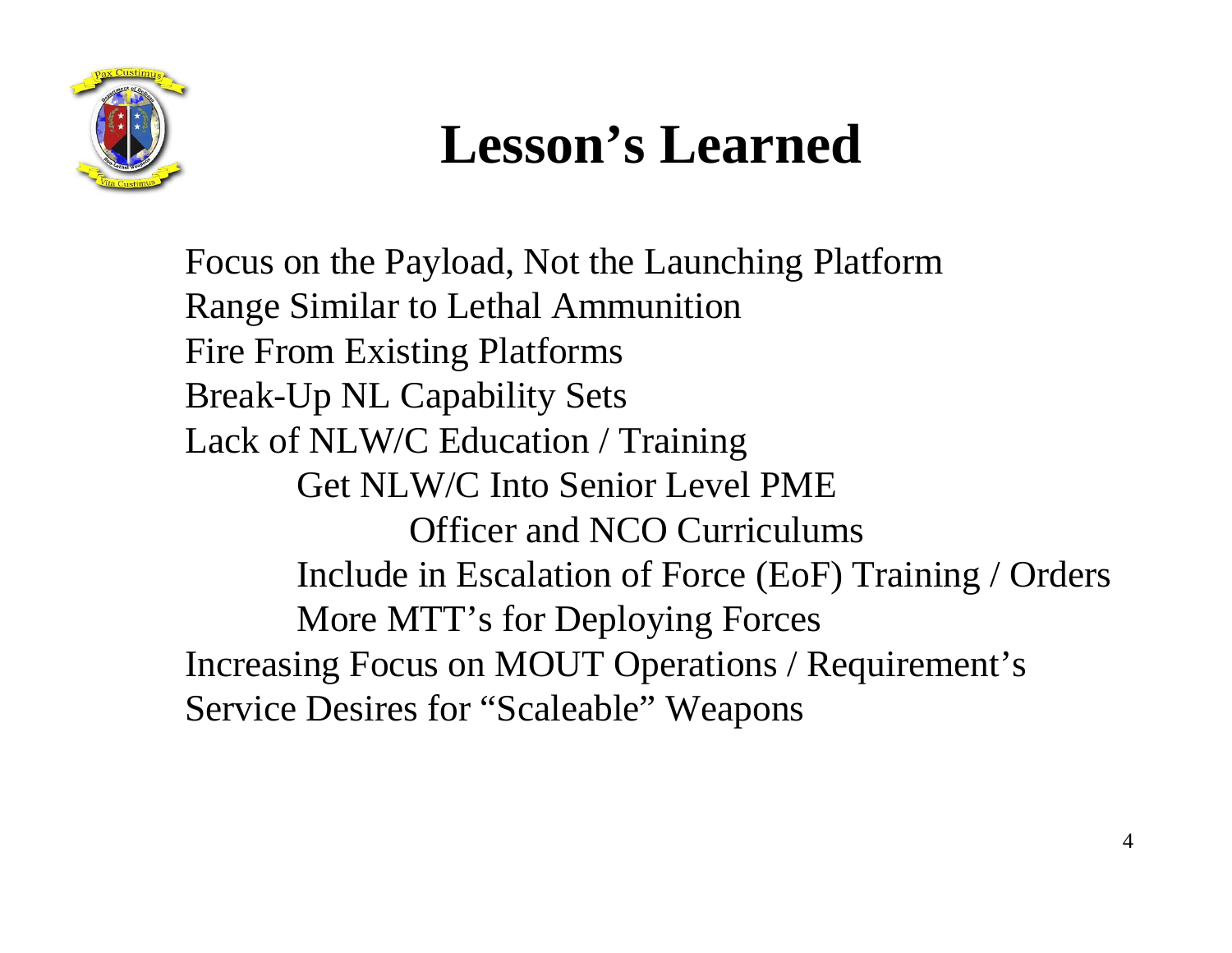# Lesson's Learned

- Focus on the Payload, Not the Launching Platform
- Range Similar to Lethal Ammunition
- Fire From Existing Platforms
- Break-Up NL Capability Sets
- Lack of NLW/C Education / Training
  - Get NLW/C Into Senior Level PME
    - Officer and NCO Curriculums
  - Include in Escalation of Force (EoF) Training / Orders
  - More MTT's for Deploying Forces
- Increasing Focus on MOUT Operations / Requirement's
- Service Desires for "Scaleable" Weapons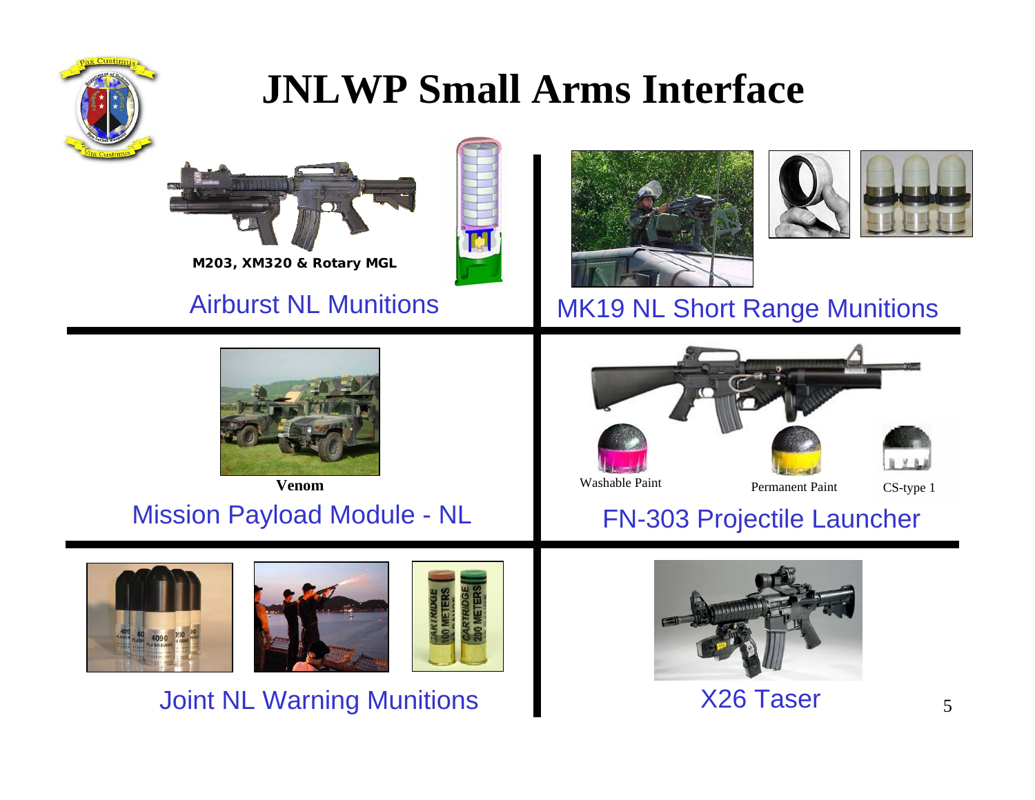# JNLWP Small Arms Interface

M203, XM320 & Rotary MGL

Airburst NL Munitions

MK19 NL Short Range Munitions

Venom

Mission Payload Module - NL

Washable Paint

Permanent Paint

CS-type 1

FN-303 Projectile Launcher

Joint NL Warning Munitions

X26 Taser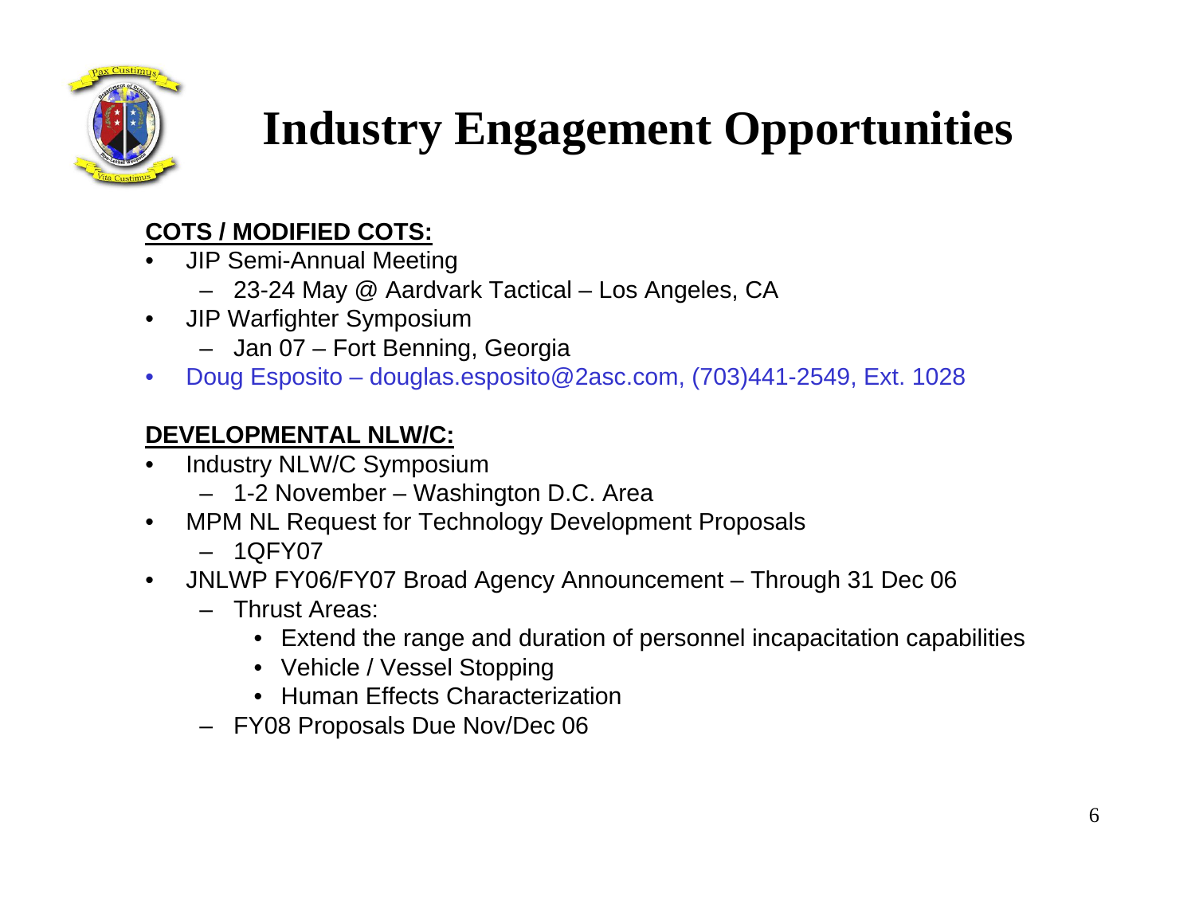# Industry Engagement Opportunities

**COTS / MODIFIED COTS:**

- JIP Semi-Annual Meeting
  - 23-24 May @ Aardvark Tactical – Los Angeles, CA
- JIP Warfighter Symposium
  - Jan 07 – Fort Benning, Georgia
- Doug Esposito – douglas.esposito@2asc.com, (703)441-2549, Ext. 1028

**DEVELOPMENTAL NLW/C:**

- Industry NLW/C Symposium
  - 1-2 November – Washington D.C. Area
- MPM NL Request for Technology Development Proposals
  - 1QFY07
- JNLWP FY06/FY07 Broad Agency Announcement – Through 31 Dec 06
  - Thrust Areas:
    - Extend the range and duration of personnel incapacitation capabilities
    - Vehicle / Vessel Stopping
    - Human Effects Characterization
  - FY08 Proposals Due Nov/Dec 06